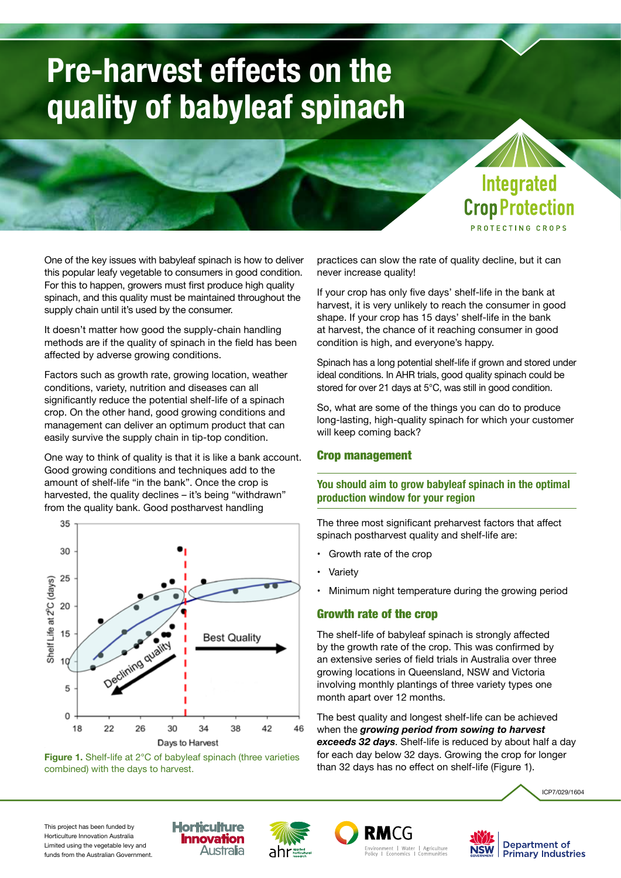# Pre-harvest effects on the quality of babyleaf spinach

Integrated Crop Protection
PROTECTING CROPS

One of the key issues with babyleaf spinach is how to deliver this popular leafy vegetable to consumers in good condition. For this to happen, growers must first produce high quality spinach, and this quality must be maintained throughout the supply chain until it's used by the consumer.

It doesn't matter how good the supply-chain handling methods are if the quality of spinach in the field has been affected by adverse growing conditions.

Factors such as growth rate, growing location, weather conditions, variety, nutrition and diseases can all significantly reduce the potential shelf-life of a spinach crop. On the other hand, good growing conditions and management can deliver an optimum product that can easily survive the supply chain in tip-top condition.

One way to think of quality is that it is like a bank account. Good growing conditions and techniques add to the amount of shelf-life "in the bank". Once the crop is harvested, the quality declines – it's being "withdrawn" from the quality bank. Good postharvest handling practices can slow the rate of quality decline, but it can never increase quality!

If your crop has only five days' shelf-life in the bank at harvest, it is very unlikely to reach the consumer in good shape. If your crop has 15 days' shelf-life in the bank at harvest, the chance of it reaching consumer in good condition is high, and everyone's happy.

Spinach has a long potential shelf-life if grown and stored under ideal conditions. In AHR trials, good quality spinach could be stored for over 21 days at 5°C, was still in good condition.

So, what are some of the things you can do to produce long-lasting, high-quality spinach for which your customer will keep coming back?

**Figure 1.** Shelf-life at 2°C of babyleaf spinach (three varieties combined) with the days to harvest.

## Crop management

### You should aim to grow babyleaf spinach in the optimal production window for your region

The three most significant preharvest factors that affect spinach postharvest quality and shelf-life are:

- Growth rate of the crop
- Variety
- Minimum night temperature during the growing period

### Growth rate of the crop

The shelf-life of babyleaf spinach is strongly affected by the growth rate of the crop. This was confirmed by an extensive series of field trials in Australia over three growing locations in Queensland, NSW and Victoria involving monthly plantings of three variety types one month apart over 12 months.

The best quality and longest shelf-life can be achieved when the ***growing period from sowing to harvest exceeds 32 days***. Shelf-life is reduced by about half a day for each day below 32 days. Growing the crop for longer than 32 days has no effect on shelf-life (Figure 1).

ICP7/029/1604

This project has been funded by Horticulture Innovation Australia Limited using the vegetable levy and funds from the Australian Government.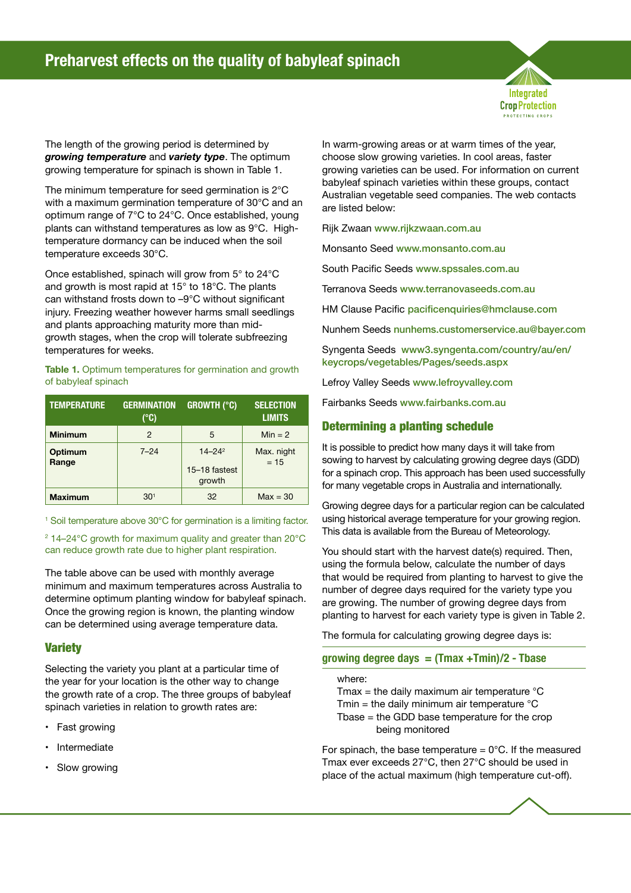The length of the growing period is determined by ***growing temperature*** and ***variety type***. The optimum growing temperature for spinach is shown in Table 1.

The minimum temperature for seed germination is 2°C with a maximum germination temperature of 30°C and an optimum range of 7°C to 24°C. Once established, young plants can withstand temperatures as low as 9°C. High-temperature dormancy can be induced when the soil temperature exceeds 30°C.

Once established, spinach will grow from 5° to 24°C and growth is most rapid at 15° to 18°C. The plants can withstand frosts down to –9°C without significant injury. Freezing weather however harms small seedlings and plants approaching maturity more than mid-growth stages, when the crop will tolerate subfreezing temperatures for weeks.

**Table 1.** Optimum temperatures for germination and growth of babyleaf spinach

| TEMPERATURE | GERMINATION (°C) | GROWTH (°C) | SELECTION LIMITS |
|---|---|---|---|
| **Minimum** | 2 | 5 | Min = 2 |
| **Optimum Range** | 7–24 | 14–24[2] 15–18 fastest growth | Max. night = 15 |
| **Maximum** | 30[1] | 32 | Max = 30 |

[1] Soil temperature above 30°C for germination is a limiting factor.

[2] 14–24°C growth for maximum quality and greater than 20°C can reduce growth rate due to higher plant respiration.

The table above can be used with monthly average minimum and maximum temperatures across Australia to determine optimum planting window for babyleaf spinach. Once the growing region is known, the planting window can be determined using average temperature data.

## Variety

Selecting the variety you plant at a particular time of the year for your location is the other way to change the growth rate of a crop. The three groups of babyleaf spinach varieties in relation to growth rates are:

- Fast growing
- Intermediate
- Slow growing

In warm-growing areas or at warm times of the year, choose slow growing varieties. In cool areas, faster growing varieties can be used. For information on current babyleaf spinach varieties within these groups, contact Australian vegetable seed companies. The web contacts are listed below:

Rijk Zwaan www.rijkzwaan.com.au

Monsanto Seed www.monsanto.com.au

South Pacific Seeds www.spssales.com.au

Terranova Seeds www.terranovaseeds.com.au

HM Clause Pacific pacificenquiries@hmclause.com

Nunhem Seeds nunhems.customerservice.au@bayer.com

Syngenta Seeds www3.syngenta.com/country/au/en/keycrops/vegetables/Pages/seeds.aspx

Lefroy Valley Seeds www.lefroyvalley.com

Fairbanks Seeds www.fairbanks.com.au

## Determining a planting schedule

It is possible to predict how many days it will take from sowing to harvest by calculating growing degree days (GDD) for a spinach crop. This approach has been used successfully for many vegetable crops in Australia and internationally.

Growing degree days for a particular region can be calculated using historical average temperature for your growing region. This data is available from the Bureau of Meteorology.

You should start with the harvest date(s) required. Then, using the formula below, calculate the number of days that would be required from planting to harvest to give the number of degree days required for the variety type you are growing. The number of growing degree days from planting to harvest for each variety type is given in Table 2.

The formula for calculating growing degree days is:

$$\text{growing degree days} = (T_{max} + T_{min})/2 - T_{base}$$

where:
$T_{max}$ = the daily maximum air temperature °C
$T_{min}$ = the daily minimum air temperature °C
$T_{base}$ = the GDD base temperature for the crop being monitored

For spinach, the base temperature = 0°C. If the measured $T_{max}$ ever exceeds 27°C, then 27°C should be used in place of the actual maximum (high temperature cut-off).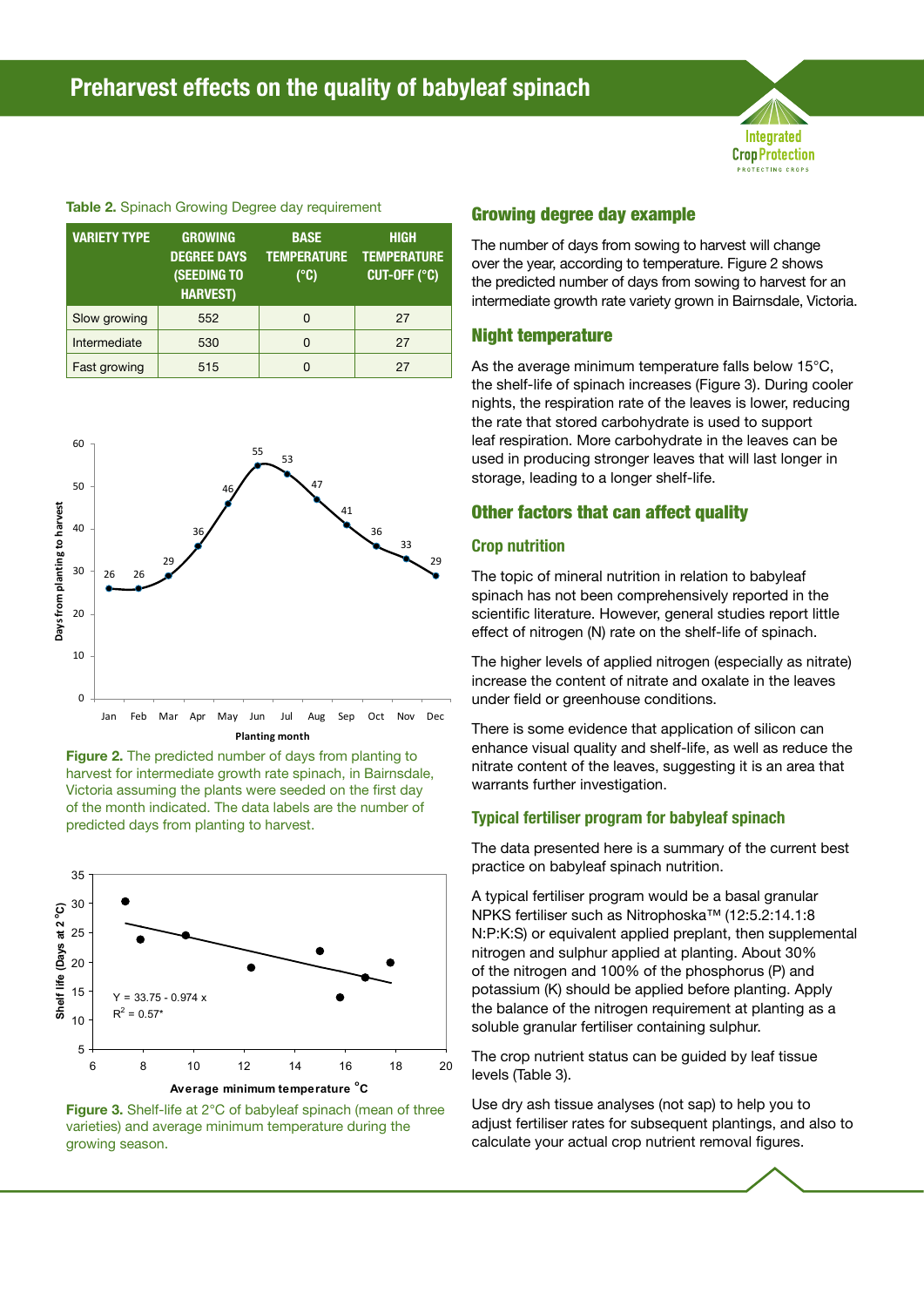# Preharvest effects on the quality of babyleaf spinach

**Table 2.** Spinach Growing Degree day requirement

| VARIETY TYPE | GROWING DEGREE DAYS (SEEDING TO HARVEST) | BASE TEMPERATURE (°C) | HIGH TEMPERATURE CUT-OFF (°C) |
|---|---|---|---|
| Slow growing | 552 | 0 | 27 |
| Intermediate | 530 | 0 | 27 |
| Fast growing | 515 | 0 | 27 |

**Figure 2.** The predicted number of days from planting to harvest for intermediate growth rate spinach, in Bairnsdale, Victoria assuming the plants were seeded on the first day of the month indicated. The data labels are the number of predicted days from planting to harvest.

**Figure 3.** Shelf-life at 2°C of babyleaf spinach (mean of three varieties) and average minimum temperature during the growing season.

## Growing degree day example

The number of days from sowing to harvest will change over the year, according to temperature. Figure 2 shows the predicted number of days from sowing to harvest for an intermediate growth rate variety grown in Bairnsdale, Victoria.

## Night temperature

As the average minimum temperature falls below 15°C, the shelf-life of spinach increases (Figure 3). During cooler nights, the respiration rate of the leaves is lower, reducing the rate that stored carbohydrate is used to support leaf respiration. More carbohydrate in the leaves can be used in producing stronger leaves that will last longer in storage, leading to a longer shelf-life.

## Other factors that can affect quality

### Crop nutrition

The topic of mineral nutrition in relation to babyleaf spinach has not been comprehensively reported in the scientific literature. However, general studies report little effect of nitrogen (N) rate on the shelf-life of spinach.

The higher levels of applied nitrogen (especially as nitrate) increase the content of nitrate and oxalate in the leaves under field or greenhouse conditions.

There is some evidence that application of silicon can enhance visual quality and shelf-life, as well as reduce the nitrate content of the leaves, suggesting it is an area that warrants further investigation.

### Typical fertiliser program for babyleaf spinach

The data presented here is a summary of the current best practice on babyleaf spinach nutrition.

A typical fertiliser program would be a basal granular NPKS fertiliser such as Nitrophoska™ (12:5.2:14.1:8 N:P:K:S) or equivalent applied preplant, then supplemental nitrogen and sulphur applied at planting. About 30% of the nitrogen and 100% of the phosphorus (P) and potassium (K) should be applied before planting. Apply the balance of the nitrogen requirement at planting as a soluble granular fertiliser containing sulphur.

The crop nutrient status can be guided by leaf tissue levels (Table 3).

Use dry ash tissue analyses (not sap) to help you to adjust fertiliser rates for subsequent plantings, and also to calculate your actual crop nutrient removal figures.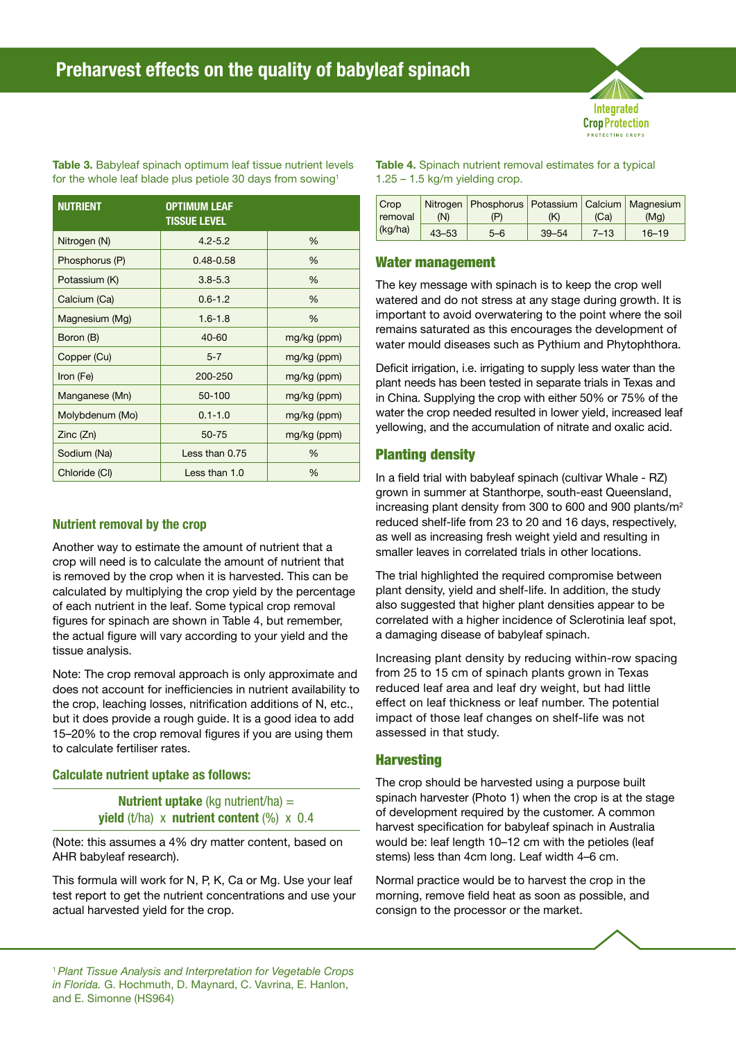**Table 3.** Babyleaf spinach optimum leaf tissue nutrient levels for the whole leaf blade plus petiole 30 days from sowing[1]

| NUTRIENT | OPTIMUM LEAF TISSUE LEVEL | |
|---|---|---|
| Nitrogen (N) | 4.2-5.2 | % |
| Phosphorus (P) | 0.48-0.58 | % |
| Potassium (K) | 3.8-5.3 | % |
| Calcium (Ca) | 0.6-1.2 | % |
| Magnesium (Mg) | 1.6-1.8 | % |
| Boron (B) | 40-60 | mg/kg (ppm) |
| Copper (Cu) | 5-7 | mg/kg (ppm) |
| Iron (Fe) | 200-250 | mg/kg (ppm) |
| Manganese (Mn) | 50-100 | mg/kg (ppm) |
| Molybdenum (Mo) | 0.1-1.0 | mg/kg (ppm) |
| Zinc (Zn) | 50-75 | mg/kg (ppm) |
| Sodium (Na) | Less than 0.75 | % |
| Chloride (Cl) | Less than 1.0 | % |

### Nutrient removal by the crop

Another way to estimate the amount of nutrient that a crop will need is to calculate the amount of nutrient that is removed by the crop when it is harvested. This can be calculated by multiplying the crop yield by the percentage of each nutrient in the leaf. Some typical crop removal figures for spinach are shown in Table 4, but remember, the actual figure will vary according to your yield and the tissue analysis.

Note: The crop removal approach is only approximate and does not account for inefficiencies in nutrient availability to the crop, leaching losses, nitrification additions of N, etc., but it does provide a rough guide. It is a good idea to add 15–20% to the crop removal figures if you are using them to calculate fertiliser rates.

### Calculate nutrient uptake as follows:

**Nutrient uptake** (kg nutrient/ha) = **yield** (t/ha) x **nutrient content** (%) x 0.4

(Note: this assumes a 4% dry matter content, based on AHR babyleaf research).

This formula will work for N, P, K, Ca or Mg. Use your leaf test report to get the nutrient concentrations and use your actual harvested yield for the crop.

**Table 4.** Spinach nutrient removal estimates for a typical 1.25 – 1.5 kg/m yielding crop.

| Crop removal (kg/ha) | Nitrogen (N) | Phosphorus (P) | Potassium (K) | Calcium (Ca) | Magnesium (Mg) |
|---|---|---|---|---|---|
| | 43–53 | 5–6 | 39–54 | 7–13 | 16–19 |

## Water management

The key message with spinach is to keep the crop well watered and do not stress at any stage during growth. It is important to avoid overwatering to the point where the soil remains saturated as this encourages the development of water mould diseases such as Pythium and Phytophthora.

Deficit irrigation, i.e. irrigating to supply less water than the plant needs has been tested in separate trials in Texas and in China. Supplying the crop with either 50% or 75% of the water the crop needed resulted in lower yield, increased leaf yellowing, and the accumulation of nitrate and oxalic acid.

## Planting density

In a field trial with babyleaf spinach (cultivar Whale - RZ) grown in summer at Stanthorpe, south-east Queensland, increasing plant density from 300 to 600 and 900 plants/m$^2$ reduced shelf-life from 23 to 20 and 16 days, respectively, as well as increasing fresh weight yield and resulting in smaller leaves in correlated trials in other locations.

The trial highlighted the required compromise between plant density, yield and shelf-life. In addition, the study also suggested that higher plant densities appear to be correlated with a higher incidence of Sclerotinia leaf spot, a damaging disease of babyleaf spinach.

Increasing plant density by reducing within-row spacing from 25 to 15 cm of spinach plants grown in Texas reduced leaf area and leaf dry weight, but had little effect on leaf thickness or leaf number. The potential impact of those leaf changes on shelf-life was not assessed in that study.

## Harvesting

The crop should be harvested using a purpose built spinach harvester (Photo 1) when the crop is at the stage of development required by the customer. A common harvest specification for babyleaf spinach in Australia would be: leaf length 10–12 cm with the petioles (leaf stems) less than 4cm long. Leaf width 4–6 cm.

Normal practice would be to harvest the crop in the morning, remove field heat as soon as possible, and consign to the processor or the market.

[1] *Plant Tissue Analysis and Interpretation for Vegetable Crops in Florida.* G. Hochmuth, D. Maynard, C. Vavrina, E. Hanlon, and E. Simonne (HS964)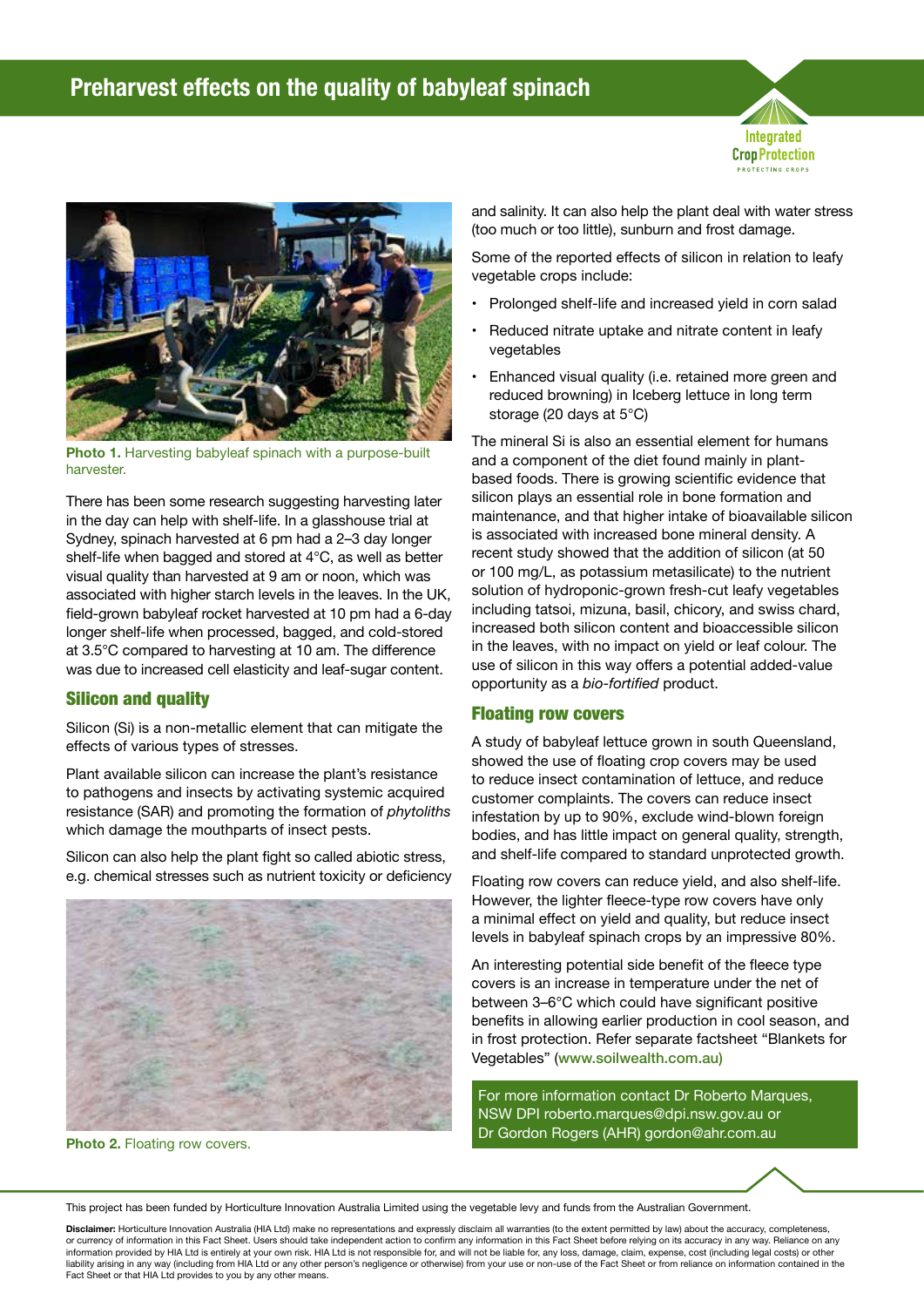# Preharvest effects on the quality of babyleaf spinach

Integrated Crop Protection
PROTECTING CROPS

**Photo 1.** Harvesting babyleaf spinach with a purpose-built harvester.

There has been some research suggesting harvesting later in the day can help with shelf-life. In a glasshouse trial at Sydney, spinach harvested at 6 pm had a 2–3 day longer shelf-life when bagged and stored at 4°C, as well as better visual quality than harvested at 9 am or noon, which was associated with higher starch levels in the leaves. In the UK, field-grown babyleaf rocket harvested at 10 pm had a 6-day longer shelf-life when processed, bagged, and cold-stored at 3.5°C compared to harvesting at 10 am. The difference was due to increased cell elasticity and leaf-sugar content.

## Silicon and quality

Silicon (Si) is a non-metallic element that can mitigate the effects of various types of stresses.

Plant available silicon can increase the plant's resistance to pathogens and insects by activating systemic acquired resistance (SAR) and promoting the formation of *phytoliths* which damage the mouthparts of insect pests.

Silicon can also help the plant fight so called abiotic stress, e.g. chemical stresses such as nutrient toxicity or deficiency and salinity. It can also help the plant deal with water stress (too much or too little), sunburn and frost damage.

**Photo 2.** Floating row covers.

Some of the reported effects of silicon in relation to leafy vegetable crops include:

- Prolonged shelf-life and increased yield in corn salad
- Reduced nitrate uptake and nitrate content in leafy vegetables
- Enhanced visual quality (i.e. retained more green and reduced browning) in Iceberg lettuce in long term storage (20 days at 5°C)

The mineral Si is also an essential element for humans and a component of the diet found mainly in plant-based foods. There is growing scientific evidence that silicon plays an essential role in bone formation and maintenance, and that higher intake of bioavailable silicon is associated with increased bone mineral density. A recent study showed that the addition of silicon (at 50 or 100 mg/L, as potassium metasilicate) to the nutrient solution of hydroponic-grown fresh-cut leafy vegetables including tatsoi, mizuna, basil, chicory, and swiss chard, increased both silicon content and bioaccessible silicon in the leaves, with no impact on yield or leaf colour. The use of silicon in this way offers a potential added-value opportunity as a *bio-fortified* product.

## Floating row covers

A study of babyleaf lettuce grown in south Queensland, showed the use of floating crop covers may be used to reduce insect contamination of lettuce, and reduce customer complaints. The covers can reduce insect infestation by up to 90%, exclude wind-blown foreign bodies, and has little impact on general quality, strength, and shelf-life compared to standard unprotected growth.

Floating row covers can reduce yield, and also shelf-life. However, the lighter fleece-type row covers have only a minimal effect on yield and quality, but reduce insect levels in babyleaf spinach crops by an impressive 80%.

An interesting potential side benefit of the fleece type covers is an increase in temperature under the net of between 3–6°C which could have significant positive benefits in allowing earlier production in cool season, and in frost protection. Refer separate factsheet "Blankets for Vegetables" (www.soilwealth.com.au)

For more information contact Dr Roberto Marques, NSW DPI roberto.marques@dpi.nsw.gov.au or Dr Gordon Rogers (AHR) gordon@ahr.com.au

This project has been funded by Horticulture Innovation Australia Limited using the vegetable levy and funds from the Australian Government.

**Disclaimer:** Horticulture Innovation Australia (HIA Ltd) make no representations and expressly disclaim all warranties (to the extent permitted by law) about the accuracy, completeness, or currency of information in this Fact Sheet. Users should take independent action to confirm any information in this Fact Sheet before relying on its accuracy in any way. Reliance on any information provided by HIA Ltd is entirely at your own risk. HIA Ltd is not responsible for, and will not be liable for, any loss, damage, claim, expense, cost (including legal costs) or other liability arising in any way (including from HIA Ltd or any other person's negligence or otherwise) from your use or non-use of the Fact Sheet or from reliance on information contained in the Fact Sheet or that HIA Ltd provides to you by any other means.